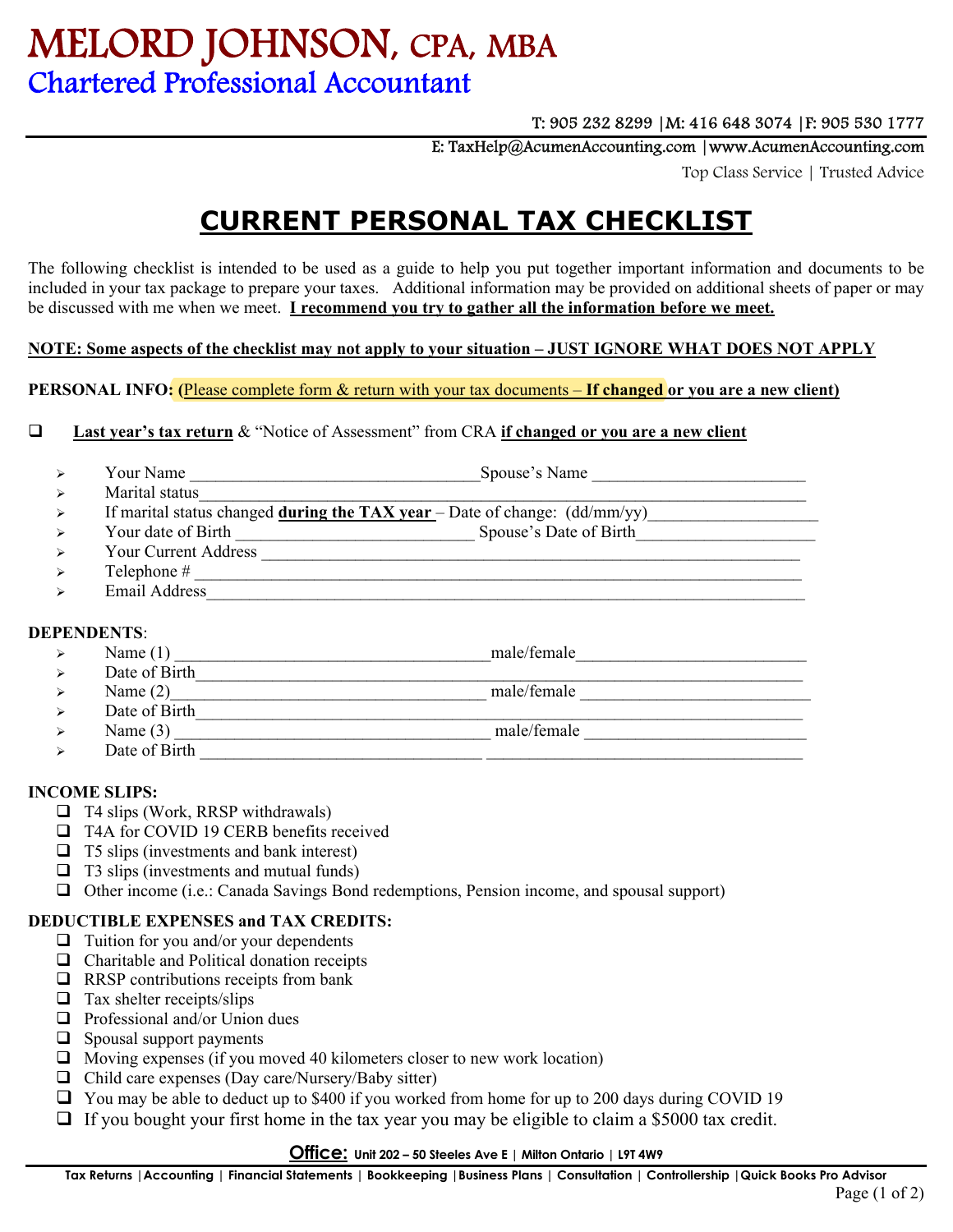# MELORD JOHNSON, CPA, MBA

## Chartered Professional Accountant

T: 905 232 8299 |M: 416 648 3074 |F: 905 530 1777

E: TaxHelp@AcumenAccounting.com |www.AcumenAccounting.com

Top Class Service | Trusted Advice

# CURRENT PERSONAL TAX CHECKLIST

The following checklist is intended to be used as a guide to help you put together important information and documents to be included in your tax package to prepare your taxes. Additional information may be provided on additional sheets of paper or may be discussed with me when we meet. **I recommend you try to gather all the information before we meet.**

**NOTE: Some aspects of the checklist may not apply to your situation – JUST IGNORE WHAT DOES NOT APPLY**

**PERSONAL INFO:** **(Please complete form & return with your tax documents – If changed or you are a new client)**

- ☐ **Last year's tax return** & "Notice of Assessment" from CRA **if changed or you are a new client**

  - Your Name \_\_\_\_\_\_\_\_\_\_\_\_\_\_\_\_\_\_\_\_\_\_\_\_\_\_\_\_\_\_\_\_\_\_ Spouse's Name \_\_\_\_\_\_\_\_\_\_\_\_\_\_\_\_\_\_\_\_\_\_\_\_\_
  - Marital status\_\_\_\_\_\_\_\_\_\_\_\_\_\_\_\_\_\_\_\_\_\_\_\_\_\_\_\_\_\_\_\_\_\_\_\_\_\_\_\_\_\_\_\_\_\_\_\_\_\_\_\_\_\_\_\_\_\_\_\_\_\_\_\_\_\_\_\_
  - If marital status changed **during the TAX year** – Date of change: (dd/mm/yy)\_\_\_\_\_\_\_\_\_\_\_\_\_\_\_\_\_\_\_
  - Your date of Birth \_\_\_\_\_\_\_\_\_\_\_\_\_\_\_\_\_\_\_\_\_\_\_\_\_\_\_\_ Spouse's Date of Birth\_\_\_\_\_\_\_\_\_\_\_\_\_\_\_\_\_\_\_\_\_
  - Your Current Address \_\_\_\_\_\_\_\_\_\_\_\_\_\_\_\_\_\_\_\_\_\_\_\_\_\_\_\_\_\_\_\_\_\_\_\_\_\_\_\_\_\_\_\_\_\_\_\_\_\_\_\_\_\_\_\_\_\_\_\_\_\_
  - Telephone # \_\_\_\_\_\_\_\_\_\_\_\_\_\_\_\_\_\_\_\_\_\_\_\_\_\_\_\_\_\_\_\_\_\_\_\_\_\_\_\_\_\_\_\_\_\_\_\_\_\_\_\_\_\_\_\_\_\_\_\_\_\_\_\_\_\_\_\_\_\_
  - Email Address\_\_\_\_\_\_\_\_\_\_\_\_\_\_\_\_\_\_\_\_\_\_\_\_\_\_\_\_\_\_\_\_\_\_\_\_\_\_\_\_\_\_\_\_\_\_\_\_\_\_\_\_\_\_\_\_\_\_\_\_\_\_\_\_\_\_\_\_

**DEPENDENTS**:

- Name (1) \_\_\_\_\_\_\_\_\_\_\_\_\_\_\_\_\_\_\_\_\_\_\_\_\_\_\_\_\_\_\_\_\_\_\_\_ male/female\_\_\_\_\_\_\_\_\_\_\_\_\_\_\_\_\_\_\_\_\_\_\_\_\_\_\_
- Date of Birth\_\_\_\_\_\_\_\_\_\_\_\_\_\_\_\_\_\_\_\_\_\_\_\_\_\_\_\_\_\_\_\_\_\_\_\_\_\_\_\_\_\_\_\_\_\_\_\_\_\_\_\_\_\_\_\_\_\_\_\_\_\_\_\_\_\_\_\_\_\_
- Name (2)\_\_\_\_\_\_\_\_\_\_\_\_\_\_\_\_\_\_\_\_\_\_\_\_\_\_\_\_\_\_\_\_\_\_\_\_ male/female \_\_\_\_\_\_\_\_\_\_\_\_\_\_\_\_\_\_\_\_\_\_\_\_\_\_\_
- Date of Birth\_\_\_\_\_\_\_\_\_\_\_\_\_\_\_\_\_\_\_\_\_\_\_\_\_\_\_\_\_\_\_\_\_\_\_\_\_\_\_\_\_\_\_\_\_\_\_\_\_\_\_\_\_\_\_\_\_\_\_\_\_\_\_\_\_\_\_\_\_\_
- Name (3) \_\_\_\_\_\_\_\_\_\_\_\_\_\_\_\_\_\_\_\_\_\_\_\_\_\_\_\_\_\_\_\_\_\_\_\_ male/female \_\_\_\_\_\_\_\_\_\_\_\_\_\_\_\_\_\_\_\_\_\_\_\_\_\_
- Date of Birth \_\_\_\_\_\_\_\_\_\_\_\_\_\_\_\_\_\_\_\_\_\_\_\_\_\_\_\_\_\_\_\_\_ \_\_\_\_\_\_\_\_\_\_\_\_\_\_\_\_\_\_\_\_\_\_\_\_\_\_\_\_\_\_\_\_\_\_\_\_\_

**INCOME SLIPS:**

- ☐ T4 slips (Work, RRSP withdrawals)
- ☐ T4A for COVID 19 CERB benefits received
- ☐ T5 slips (investments and bank interest)
- ☐ T3 slips (investments and mutual funds)
- ☐ Other income (i.e.: Canada Savings Bond redemptions, Pension income, and spousal support)

**DEDUCTIBLE EXPENSES and TAX CREDITS:**

- ☐ Tuition for you and/or your dependents
- ☐ Charitable and Political donation receipts
- ☐ RRSP contributions receipts from bank
- ☐ Tax shelter receipts/slips
- ☐ Professional and/or Union dues
- ☐ Spousal support payments
- ☐ Moving expenses (if you moved 40 kilometers closer to new work location)
- ☐ Child care expenses (Day care/Nursery/Baby sitter)
- ☐ You may be able to deduct up to $400 if you worked from home for up to 200 days during COVID 19
- ☐ If you bought your first home in the tax year you may be eligible to claim a $5000 tax credit.

**Office:** Unit 202 – 50 Steeles Ave E | Milton Ontario | L9T 4W9

Tax Returns |Accounting | Financial Statements | Bookkeeping |Business Plans | Consultation | Controllership |Quick Books Pro Advisor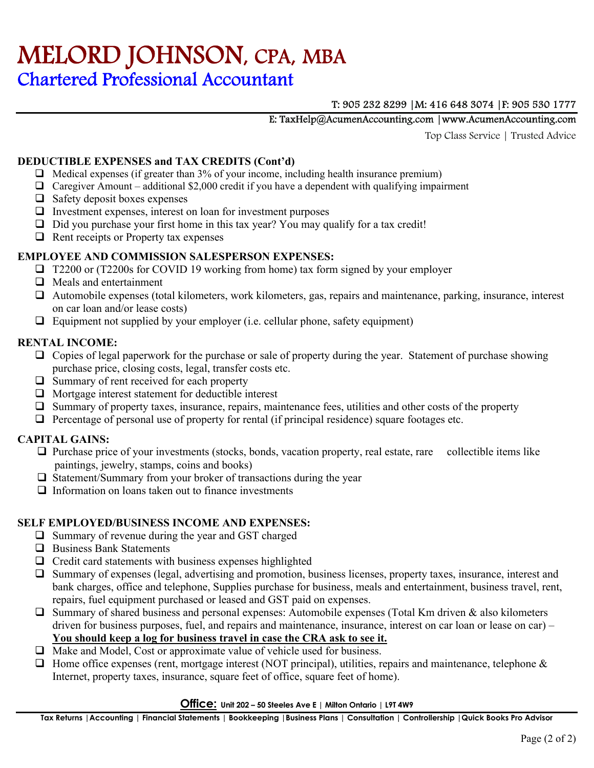# MELORD JOHNSON, CPA, MBA

## Chartered Professional Accountant

T: 905 232 8299 |M: 416 648 3074 |F: 905 530 1777

E: TaxHelp@AcumenAccounting.com |www.AcumenAccounting.com

Top Class Service | Trusted Advice

**DEDUCTIBLE EXPENSES and TAX CREDITS (Cont'd)**

- ❑ Medical expenses (if greater than 3% of your income, including health insurance premium)
- ❑ Caregiver Amount – additional $2,000 credit if you have a dependent with qualifying impairment
- ❑ Safety deposit boxes expenses
- ❑ Investment expenses, interest on loan for investment purposes
- ❑ Did you purchase your first home in this tax year? You may qualify for a tax credit!
- ❑ Rent receipts or Property tax expenses

**EMPLOYEE AND COMMISSION SALESPERSON EXPENSES:**

- ❑ T2200 or (T2200s for COVID 19 working from home) tax form signed by your employer
- ❑ Meals and entertainment
- ❑ Automobile expenses (total kilometers, work kilometers, gas, repairs and maintenance, parking, insurance, interest on car loan and/or lease costs)
- ❑ Equipment not supplied by your employer (i.e. cellular phone, safety equipment)

**RENTAL INCOME:**

- ❑ Copies of legal paperwork for the purchase or sale of property during the year. Statement of purchase showing purchase price, closing costs, legal, transfer costs etc.
- ❑ Summary of rent received for each property
- ❑ Mortgage interest statement for deductible interest
- ❑ Summary of property taxes, insurance, repairs, maintenance fees, utilities and other costs of the property
- ❑ Percentage of personal use of property for rental (if principal residence) square footages etc.

**CAPITAL GAINS:**

- ❑ Purchase price of your investments (stocks, bonds, vacation property, real estate, rare collectible items like paintings, jewelry, stamps, coins and books)
- ❑ Statement/Summary from your broker of transactions during the year
- ❑ Information on loans taken out to finance investments

**SELF EMPLOYED/BUSINESS INCOME AND EXPENSES:**

- ❑ Summary of revenue during the year and GST charged
- ❑ Business Bank Statements
- ❑ Credit card statements with business expenses highlighted
- ❑ Summary of expenses (legal, advertising and promotion, business licenses, property taxes, insurance, interest and bank charges, office and telephone, Supplies purchase for business, meals and entertainment, business travel, rent, repairs, fuel equipment purchased or leased and GST paid on expenses.
- ❑ Summary of shared business and personal expenses: Automobile expenses (Total Km driven & also kilometers driven for business purposes, fuel, and repairs and maintenance, insurance, interest on car loan or lease on car) – **<u>You should keep a log for business travel in case the CRA ask to see it.</u>**
- ❑ Make and Model, Cost or approximate value of vehicle used for business.
- ❑ Home office expenses (rent, mortgage interest (NOT principal), utilities, repairs and maintenance, telephone & Internet, property taxes, insurance, square feet of office, square feet of home).

**Office:** Unit 202 – 50 Steeles Ave E | Milton Ontario | L9T 4W9

Tax Returns |Accounting | Financial Statements | Bookkeeping |Business Plans | Consultation | Controllership |Quick Books Pro Advisor